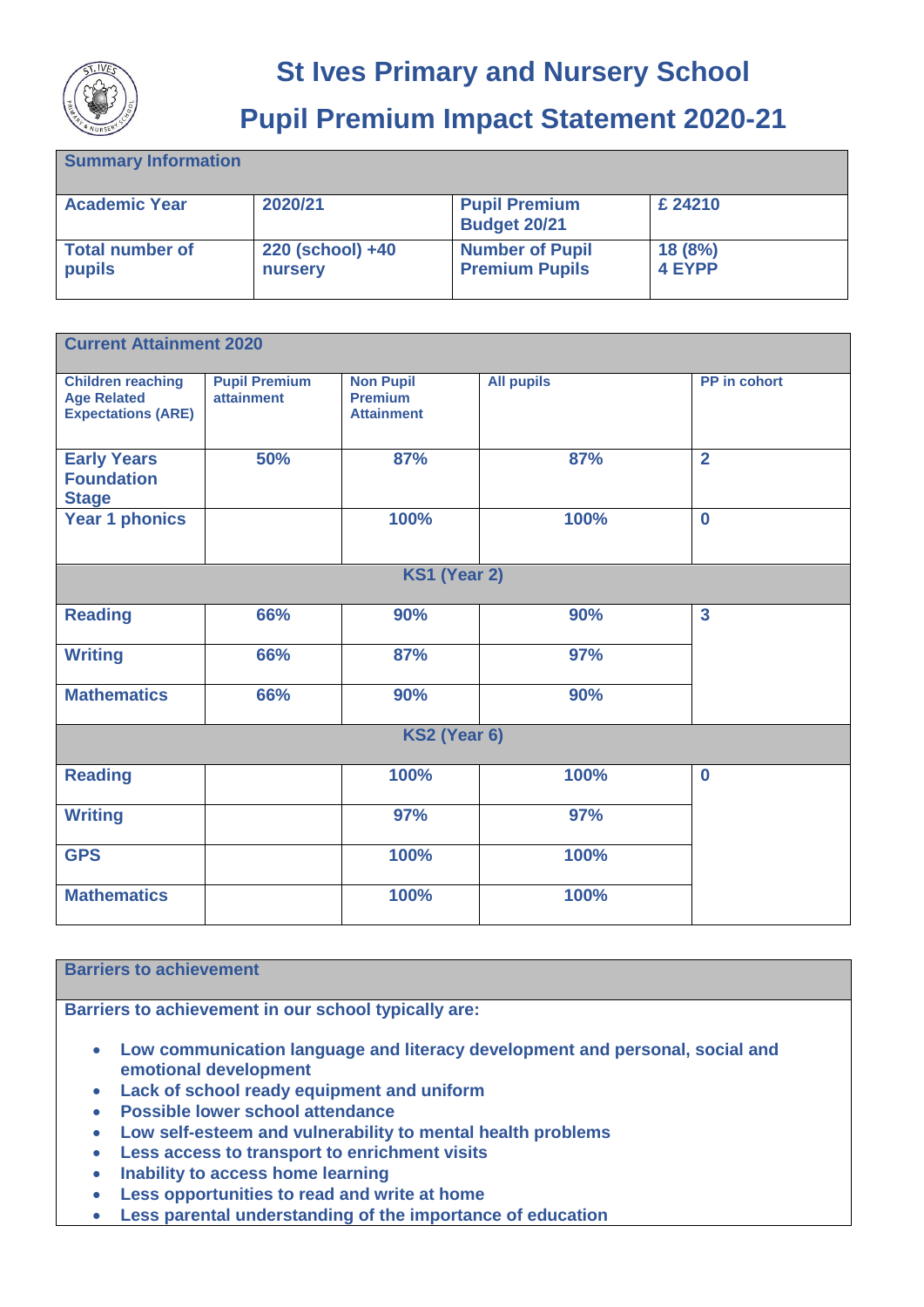# St Ives Primary and Nursery School

# Pupil Premium Impact Statement 2020-21

| Summary Information | | | |
|---|---|---|---|
| **Academic Year** | **2020/21** | **Pupil Premium Budget 20/21** | **£ 24210** |
| **Total number of pupils** | **220 (school) +40 nursery** | **Number of Pupil Premium Pupils** | **18 (8%) 4 EYPP** |

| Current Attainment 2020 | | | | |
|---|---|---|---|---|
| **Children reaching Age Related Expectations (ARE)** | **Pupil Premium attainment** | **Non Pupil Premium Attainment** | **All pupils** | **PP in cohort** |
| **Early Years Foundation Stage** | **50%** | **87%** | **87%** | **2** |
| **Year 1 phonics** | | **100%** | **100%** | **0** |
| **KS1 (Year 2)** | | | | |
| **Reading** | **66%** | **90%** | **90%** | **3** |
| **Writing** | **66%** | **87%** | **97%** | |
| **Mathematics** | **66%** | **90%** | **90%** | |
| **KS2 (Year 6)** | | | | |
| **Reading** | | **100%** | **100%** | **0** |
| **Writing** | | **97%** | **97%** | |
| **GPS** | | **100%** | **100%** | |
| **Mathematics** | | **100%** | **100%** | |

## Barriers to achievement

**Barriers to achievement in our school typically are:**

- **Low communication language and literacy development and personal, social and emotional development**
- **Lack of school ready equipment and uniform**
- **Possible lower school attendance**
- **Low self-esteem and vulnerability to mental health problems**
- **Less access to transport to enrichment visits**
- **Inability to access home learning**
- **Less opportunities to read and write at home**
- **Less parental understanding of the importance of education**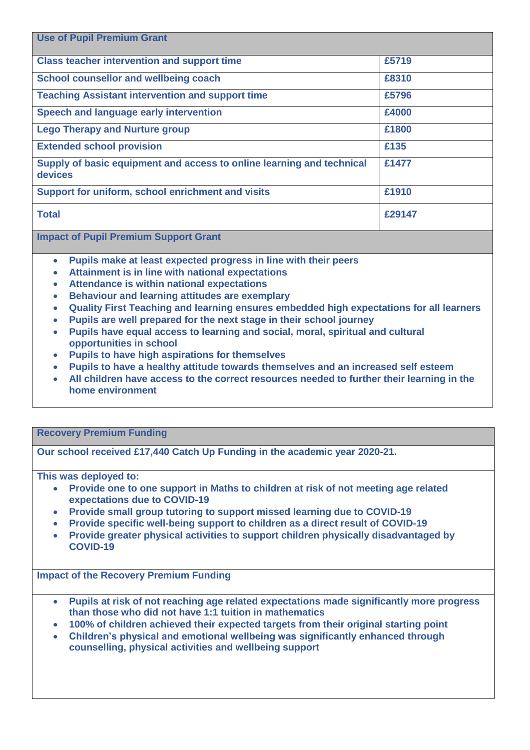| Use of Pupil Premium Grant | |
|---|---|
| Class teacher intervention and support time | £5719 |
| School counsellor and wellbeing coach | £8310 |
| Teaching Assistant intervention and support time | £5796 |
| Speech and language early intervention | £4000 |
| Lego Therapy and Nurture group | £1800 |
| Extended school provision | £135 |
| Supply of basic equipment and access to online learning and technical devices | £1477 |
| Support for uniform, school enrichment and visits | £1910 |
| Total | £29147 |

**Impact of Pupil Premium Support Grant**

- Pupils make at least expected progress in line with their peers
- Attainment is in line with national expectations
- Attendance is within national expectations
- Behaviour and learning attitudes are exemplary
- Quality First Teaching and learning ensures embedded high expectations for all learners
- Pupils are well prepared for the next stage in their school journey
- Pupils have equal access to learning and social, moral, spiritual and cultural opportunities in school
- Pupils to have high aspirations for themselves
- Pupils to have a healthy attitude towards themselves and an increased self esteem
- All children have access to the correct resources needed to further their learning in the home environment

**Recovery Premium Funding**

**Our school received £17,440 Catch Up Funding in the academic year 2020-21.**

**This was deployed to:**

- Provide one to one support in Maths to children at risk of not meeting age related expectations due to COVID-19
- Provide small group tutoring to support missed learning due to COVID-19
- Provide specific well-being support to children as a direct result of COVID-19
- Provide greater physical activities to support children physically disadvantaged by COVID-19

**Impact of the Recovery Premium Funding**

- Pupils at risk of not reaching age related expectations made significantly more progress than those who did not have 1:1 tuition in mathematics
- 100% of children achieved their expected targets from their original starting point
- Children's physical and emotional wellbeing was significantly enhanced through counselling, physical activities and wellbeing support